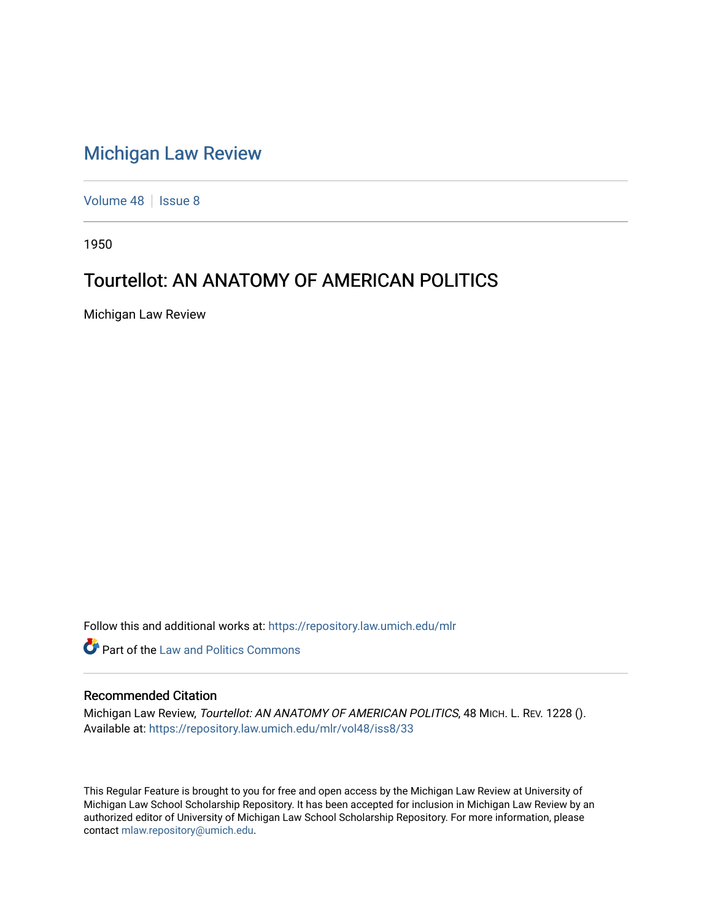# Michigan Law Review

Volume 48 | Issue 8

1950

## Tourtellot: AN ANATOMY OF AMERICAN POLITICS

Michigan Law Review

Follow this and additional works at: https://repository.law.umich.edu/mlr

Part of the Law and Politics Commons

### Recommended Citation

Michigan Law Review, *Tourtellot: AN ANATOMY OF AMERICAN POLITICS*, 48 MICH. L. REV. 1228 ().
Available at: https://repository.law.umich.edu/mlr/vol48/iss8/33

This Regular Feature is brought to you for free and open access by the Michigan Law Review at University of Michigan Law School Scholarship Repository. It has been accepted for inclusion in Michigan Law Review by an authorized editor of University of Michigan Law School Scholarship Repository. For more information, please contact mlaw.repository@umich.edu.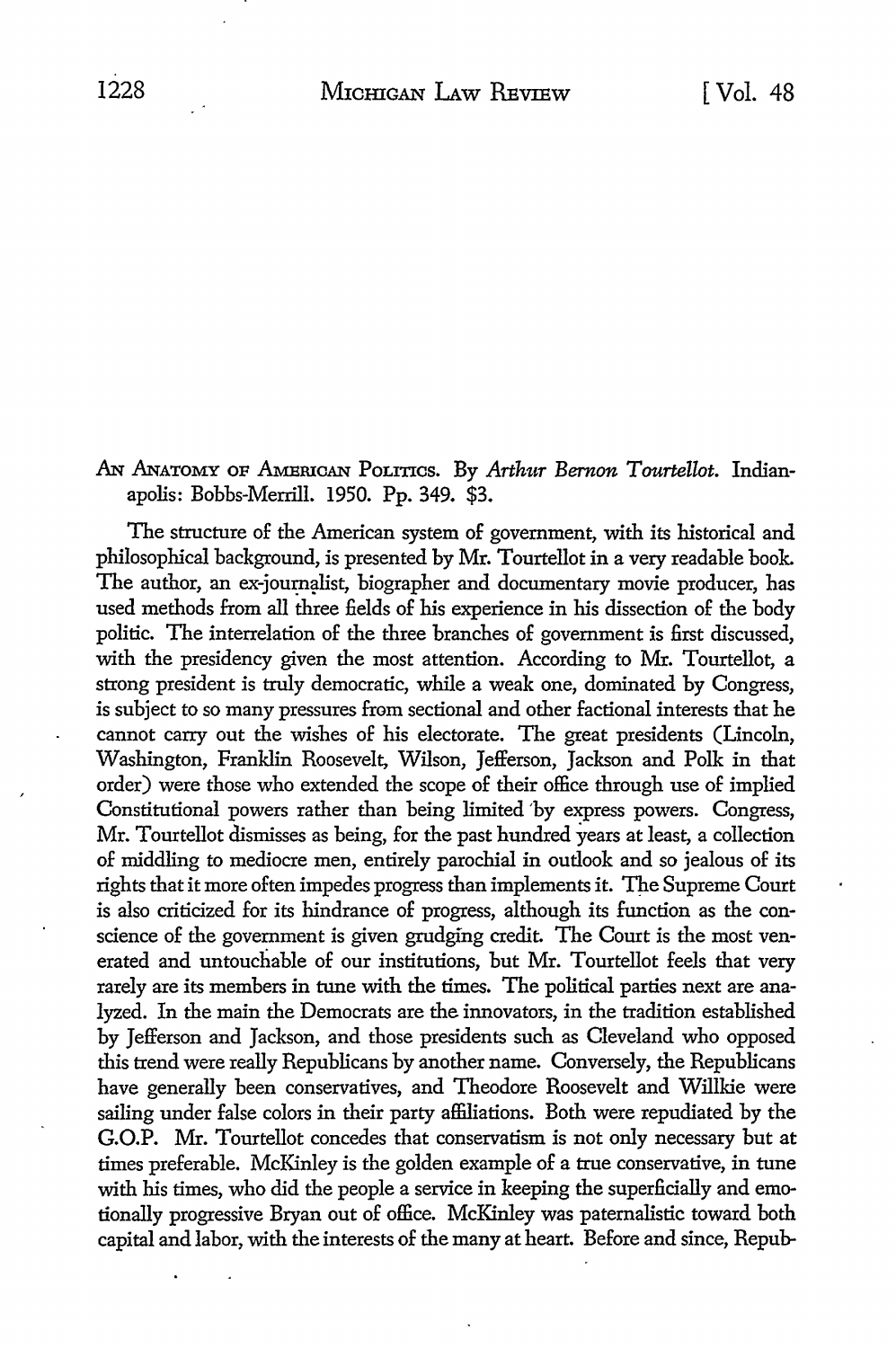AN ANATOMY OF AMERICAN POLITICS. By *Arthur Bernon Tourtellot.* Indianapolis: Bobbs-Merrill. 1950. Pp. 349. $3.

The structure of the American system of government, with its historical and philosophical background, is presented by Mr. Tourtellot in a very readable book. The author, an ex-journalist, biographer and documentary movie producer, has used methods from all three fields of his experience in his dissection of the body politic. The interrelation of the three branches of government is first discussed, with the presidency given the most attention. According to Mr. Tourtellot, a strong president is truly democratic, while a weak one, dominated by Congress, is subject to so many pressures from sectional and other factional interests that he cannot carry out the wishes of his electorate. The great presidents (Lincoln, Washington, Franklin Roosevelt, Wilson, Jefferson, Jackson and Polk in that order) were those who extended the scope of their office through use of implied Constitutional powers rather than being limited by express powers. Congress, Mr. Tourtellot dismisses as being, for the past hundred years at least, a collection of middling to mediocre men, entirely parochial in outlook and so jealous of its rights that it more often impedes progress than implements it. The Supreme Court is also criticized for its hindrance of progress, although its function as the conscience of the government is given grudging credit. The Court is the most venerated and untouchable of our institutions, but Mr. Tourtellot feels that very rarely are its members in tune with the times. The political parties next are analyzed. In the main the Democrats are the innovators, in the tradition established by Jefferson and Jackson, and those presidents such as Cleveland who opposed this trend were really Republicans by another name. Conversely, the Republicans have generally been conservatives, and Theodore Roosevelt and Willkie were sailing under false colors in their party affiliations. Both were repudiated by the G.O.P. Mr. Tourtellot concedes that conservatism is not only necessary but at times preferable. McKinley is the golden example of a true conservative, in tune with his times, who did the people a service in keeping the superficially and emotionally progressive Bryan out of office. McKinley was paternalistic toward both capital and labor, with the interests of the many at heart. Before and since, Repub-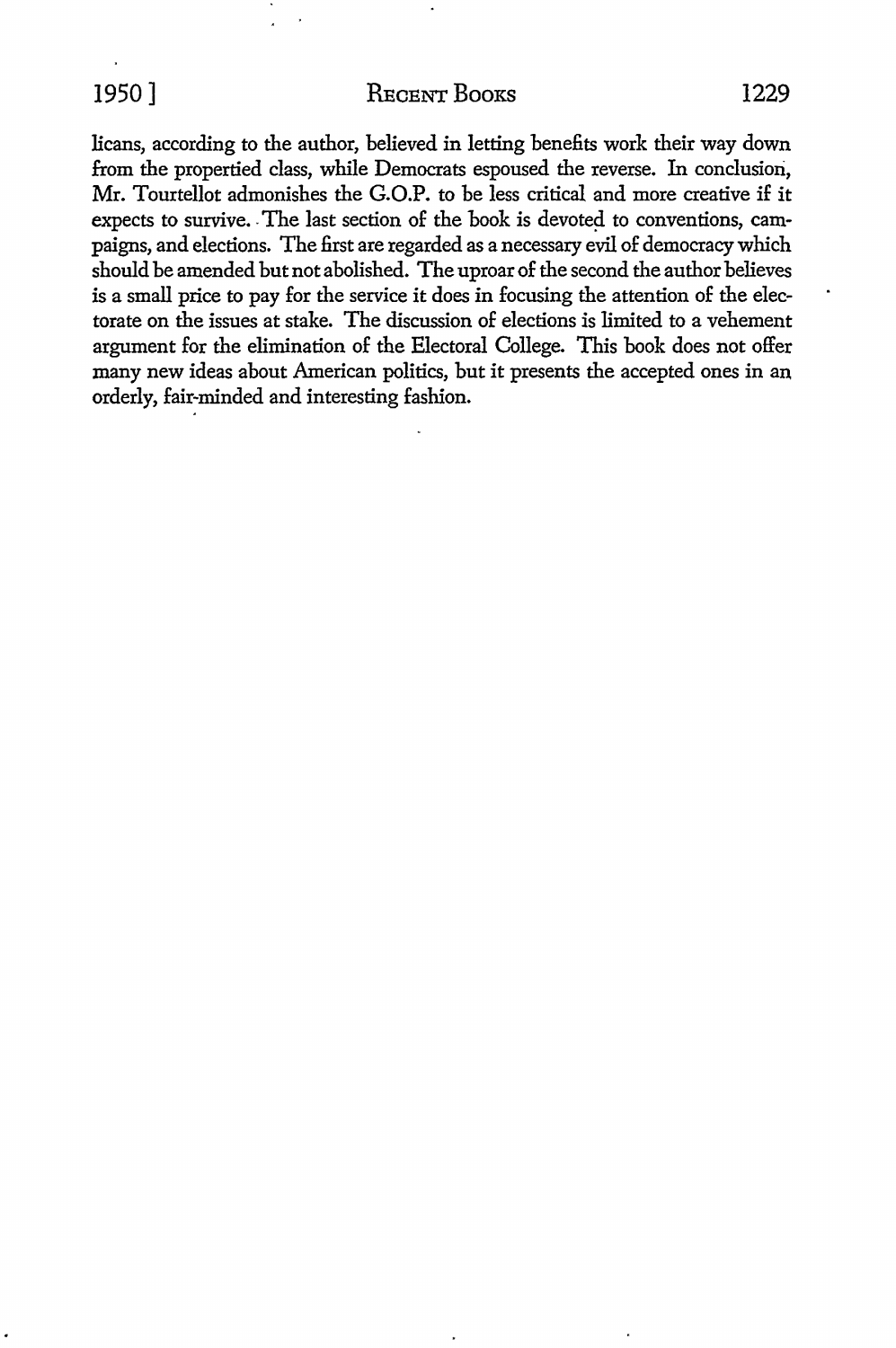licans, according to the author, believed in letting benefits work their way down from the propertied class, while Democrats espoused the reverse. In conclusion, Mr. Tourtellot admonishes the G.O.P. to be less critical and more creative if it expects to survive. The last section of the book is devoted to conventions, campaigns, and elections. The first are regarded as a necessary evil of democracy which should be amended but not abolished. The uproar of the second the author believes is a small price to pay for the service it does in focusing the attention of the electorate on the issues at stake. The discussion of elections is limited to a vehement argument for the elimination of the Electoral College. This book does not offer many new ideas about American politics, but it presents the accepted ones in an orderly, fair-minded and interesting fashion.